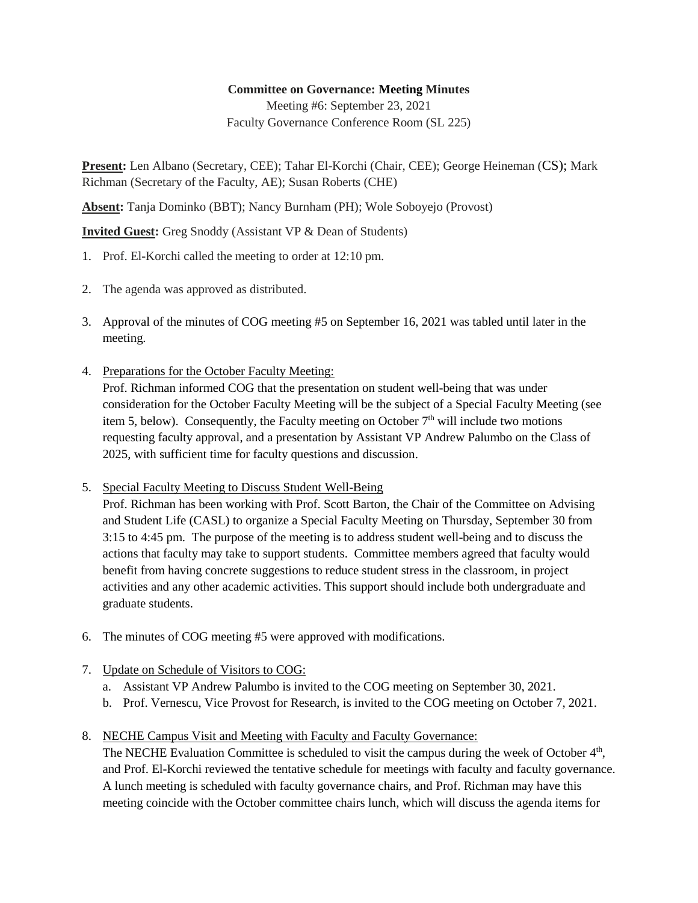**Committee on Governance: Meeting Minutes**

Meeting #6: September 23, 2021

Faculty Governance Conference Room (SL 225)

**Present:** Len Albano (Secretary, CEE); Tahar El-Korchi (Chair, CEE); George Heineman (CS); Mark Richman (Secretary of the Faculty, AE); Susan Roberts (CHE)

**Absent:** Tanja Dominko (BBT); Nancy Burnham (PH); Wole Soboyejo (Provost)

**Invited Guest:** Greg Snoddy (Assistant VP & Dean of Students)

1. Prof. El-Korchi called the meeting to order at 12:10 pm.

2. The agenda was approved as distributed.

3. Approval of the minutes of COG meeting #5 on September 16, 2021 was tabled until later in the meeting.

4. Preparations for the October Faculty Meeting:
   Prof. Richman informed COG that the presentation on student well-being that was under consideration for the October Faculty Meeting will be the subject of a Special Faculty Meeting (see item 5, below). Consequently, the Faculty meeting on October 7th will include two motions requesting faculty approval, and a presentation by Assistant VP Andrew Palumbo on the Class of 2025, with sufficient time for faculty questions and discussion.

5. Special Faculty Meeting to Discuss Student Well-Being
   Prof. Richman has been working with Prof. Scott Barton, the Chair of the Committee on Advising and Student Life (CASL) to organize a Special Faculty Meeting on Thursday, September 30 from 3:15 to 4:45 pm. The purpose of the meeting is to address student well-being and to discuss the actions that faculty may take to support students. Committee members agreed that faculty would benefit from having concrete suggestions to reduce student stress in the classroom, in project activities and any other academic activities. This support should include both undergraduate and graduate students.

6. The minutes of COG meeting #5 were approved with modifications.

7. Update on Schedule of Visitors to COG:
   a. Assistant VP Andrew Palumbo is invited to the COG meeting on September 30, 2021.
   b. Prof. Vernescu, Vice Provost for Research, is invited to the COG meeting on October 7, 2021.

8. NECHE Campus Visit and Meeting with Faculty and Faculty Governance:
   The NECHE Evaluation Committee is scheduled to visit the campus during the week of October 4th, and Prof. El-Korchi reviewed the tentative schedule for meetings with faculty and faculty governance. A lunch meeting is scheduled with faculty governance chairs, and Prof. Richman may have this meeting coincide with the October committee chairs lunch, which will discuss the agenda items for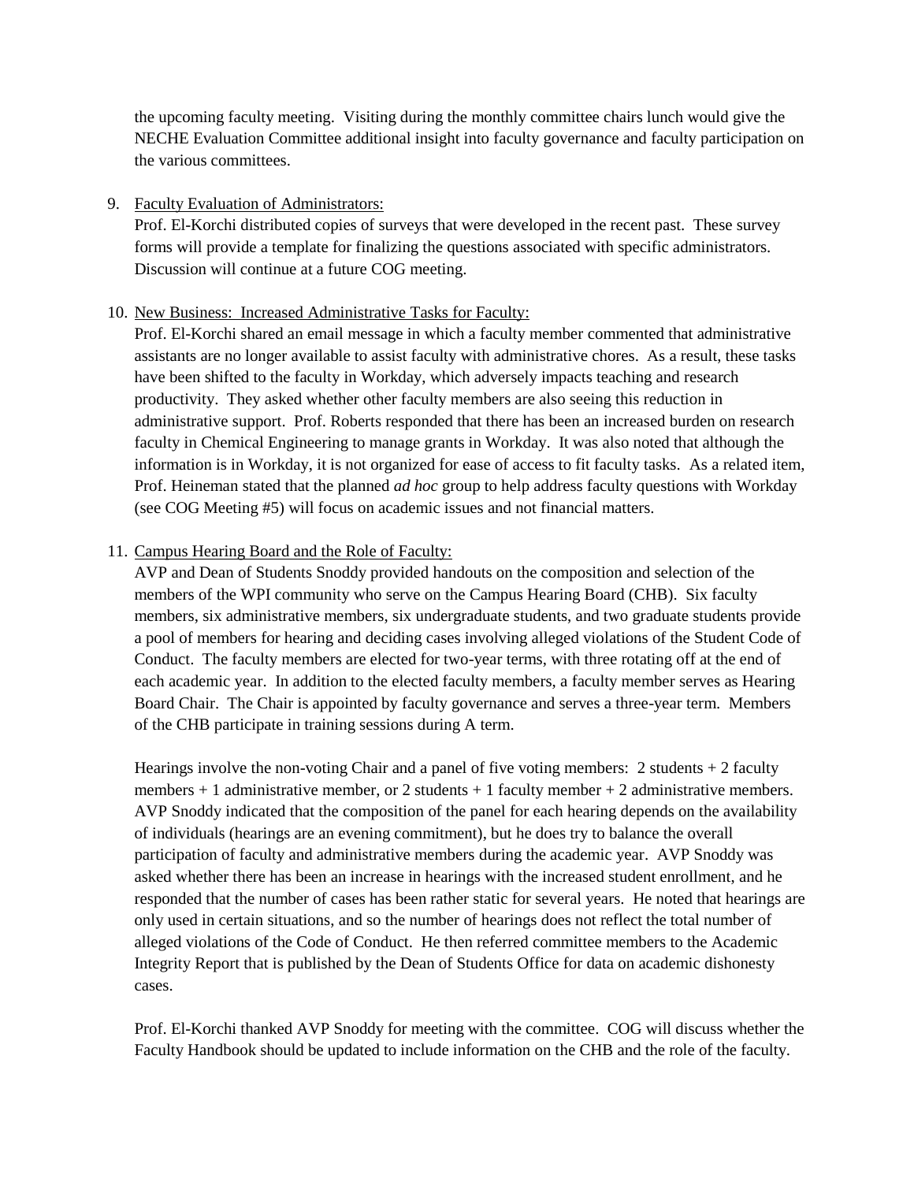the upcoming faculty meeting. Visiting during the monthly committee chairs lunch would give the NECHE Evaluation Committee additional insight into faculty governance and faculty participation on the various committees.

9. Faculty Evaluation of Administrators:
   Prof. El-Korchi distributed copies of surveys that were developed in the recent past. These survey forms will provide a template for finalizing the questions associated with specific administrators. Discussion will continue at a future COG meeting.

10. New Business: Increased Administrative Tasks for Faculty:
    Prof. El-Korchi shared an email message in which a faculty member commented that administrative assistants are no longer available to assist faculty with administrative chores. As a result, these tasks have been shifted to the faculty in Workday, which adversely impacts teaching and research productivity. They asked whether other faculty members are also seeing this reduction in administrative support. Prof. Roberts responded that there has been an increased burden on research faculty in Chemical Engineering to manage grants in Workday. It was also noted that although the information is in Workday, it is not organized for ease of access to fit faculty tasks. As a related item, Prof. Heineman stated that the planned *ad hoc* group to help address faculty questions with Workday (see COG Meeting #5) will focus on academic issues and not financial matters.

11. Campus Hearing Board and the Role of Faculty:
    AVP and Dean of Students Snoddy provided handouts on the composition and selection of the members of the WPI community who serve on the Campus Hearing Board (CHB). Six faculty members, six administrative members, six undergraduate students, and two graduate students provide a pool of members for hearing and deciding cases involving alleged violations of the Student Code of Conduct. The faculty members are elected for two-year terms, with three rotating off at the end of each academic year. In addition to the elected faculty members, a faculty member serves as Hearing Board Chair. The Chair is appointed by faculty governance and serves a three-year term. Members of the CHB participate in training sessions during A term.

    Hearings involve the non-voting Chair and a panel of five voting members: 2 students + 2 faculty members + 1 administrative member, or 2 students + 1 faculty member + 2 administrative members. AVP Snoddy indicated that the composition of the panel for each hearing depends on the availability of individuals (hearings are an evening commitment), but he does try to balance the overall participation of faculty and administrative members during the academic year. AVP Snoddy was asked whether there has been an increase in hearings with the increased student enrollment, and he responded that the number of cases has been rather static for several years. He noted that hearings are only used in certain situations, and so the number of hearings does not reflect the total number of alleged violations of the Code of Conduct. He then referred committee members to the Academic Integrity Report that is published by the Dean of Students Office for data on academic dishonesty cases.

    Prof. El-Korchi thanked AVP Snoddy for meeting with the committee. COG will discuss whether the Faculty Handbook should be updated to include information on the CHB and the role of the faculty.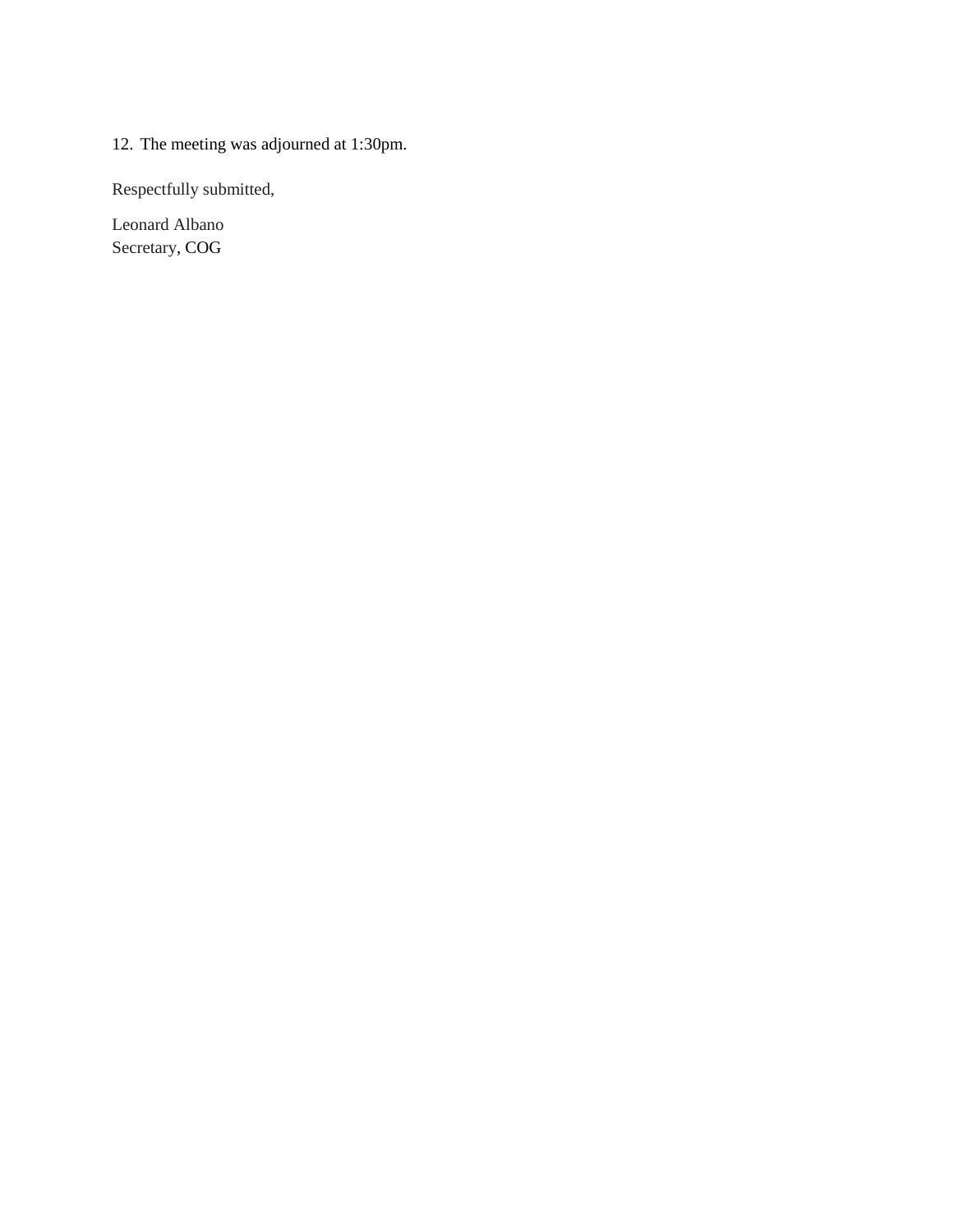12. The meeting was adjourned at 1:30pm.

Respectfully submitted,

Leonard Albano
Secretary, COG